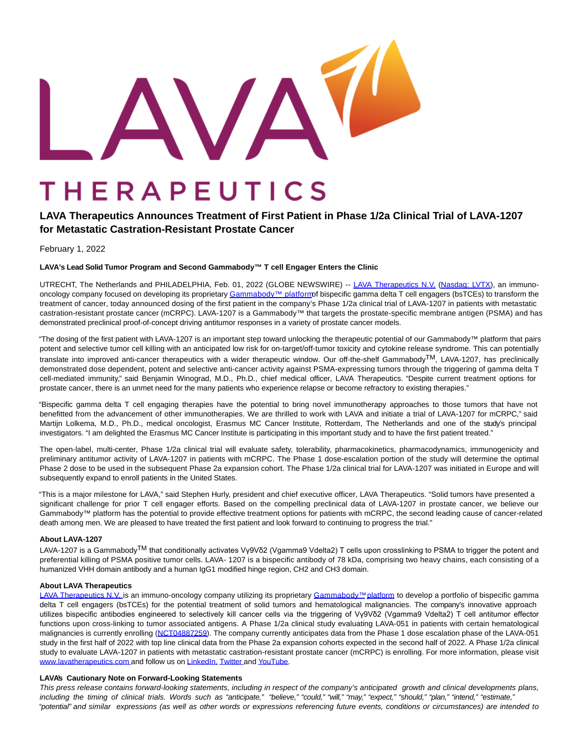# LAVA Therapeutics Announces Treatment of First Patient in Phase 1/2a Clinical Trial of LAVA-1207 for Metastatic Castration-Resistant Prostate Cancer

February 1, 2022

**LAVA's Lead Solid Tumor Program and Second Gammabody™ T cell Engager Enters the Clinic**

UTRECHT, The Netherlands and PHILADELPHIA, Feb. 01, 2022 (GLOBE NEWSWIRE) -- LAVA Therapeutics N.V. (Nasdaq: LVTX), an immuno-oncology company focused on developing its proprietary Gammabody™ platform of bispecific gamma delta T cell engagers (bsTCEs) to transform the treatment of cancer, today announced dosing of the first patient in the company's Phase 1/2a clinical trial of LAVA-1207 in patients with metastatic castration-resistant prostate cancer (mCRPC). LAVA-1207 is a Gammabody™ that targets the prostate-specific membrane antigen (PSMA) and has demonstrated preclinical proof-of-concept driving antitumor responses in a variety of prostate cancer models.

"The dosing of the first patient with LAVA-1207 is an important step toward unlocking the therapeutic potential of our Gammabody™ platform that pairs potent and selective tumor cell killing with an anticipated low risk for on-target/off-tumor toxicity and cytokine release syndrome. This can potentially translate into improved anti-cancer therapeutics with a wider therapeutic window. Our off-the-shelf Gammabody™, LAVA-1207, has preclinically demonstrated dose dependent, potent and selective anti-cancer activity against PSMA-expressing tumors through the triggering of gamma delta T cell-mediated immunity," said Benjamin Winograd, M.D., Ph.D., chief medical officer, LAVA Therapeutics. "Despite current treatment options for prostate cancer, there is an unmet need for the many patients who experience relapse or become refractory to existing therapies."

"Bispecific gamma delta T cell engaging therapies have the potential to bring novel immunotherapy approaches to those tumors that have not benefitted from the advancement of other immunotherapies. We are thrilled to work with LAVA and initiate a trial of LAVA-1207 for mCRPC," said Martijn Lolkema, M.D., Ph.D., medical oncologist, Erasmus MC Cancer Institute, Rotterdam, The Netherlands and one of the study's principal investigators. "I am delighted the Erasmus MC Cancer Institute is participating in this important study and to have the first patient treated."

The open-label, multi-center, Phase 1/2a clinical trial will evaluate safety, tolerability, pharmacokinetics, pharmacodynamics, immunogenicity and preliminary antitumor activity of LAVA-1207 in patients with mCRPC. The Phase 1 dose-escalation portion of the study will determine the optimal Phase 2 dose to be used in the subsequent Phase 2a expansion cohort. The Phase 1/2a clinical trial for LAVA-1207 was initiated in Europe and will subsequently expand to enroll patients in the United States.

"This is a major milestone for LAVA," said Stephen Hurly, president and chief executive officer, LAVA Therapeutics. "Solid tumors have presented a significant challenge for prior T cell engager efforts. Based on the compelling preclinical data of LAVA-1207 in prostate cancer, we believe our Gammabody™ platform has the potential to provide effective treatment options for patients with mCRPC, the second leading cause of cancer-related death among men. We are pleased to have treated the first patient and look forward to continuing to progress the trial."

**About LAVA-1207**

LAVA-1207 is a Gammabody™ that conditionally activates Vγ9Vδ2 (Vgamma9 Vdelta2) T cells upon crosslinking to PSMA to trigger the potent and preferential killing of PSMA positive tumor cells. LAVA- 1207 is a bispecific antibody of 78 kDa, comprising two heavy chains, each consisting of a humanized VHH domain antibody and a human IgG1 modified hinge region, CH2 and CH3 domain.

**About LAVA Therapeutics**

LAVA Therapeutics N.V. is an immuno-oncology company utilizing its proprietary Gammabody™ platform to develop a portfolio of bispecific gamma delta T cell engagers (bsTCEs) for the potential treatment of solid tumors and hematological malignancies. The company's innovative approach utilizes bispecific antibodies engineered to selectively kill cancer cells via the triggering of Vγ9Vδ2 (Vgamma9 Vdelta2) T cell antitumor effector functions upon cross-linking to tumor associated antigens. A Phase 1/2a clinical study evaluating LAVA-051 in patients with certain hematological malignancies is currently enrolling (NCT04887259). The company currently anticipates data from the Phase 1 dose escalation phase of the LAVA-051 study in the first half of 2022 with top line clinical data from the Phase 2a expansion cohorts expected in the second half of 2022. A Phase 1/2a clinical study to evaluate LAVA-1207 in patients with metastatic castration-resistant prostate cancer (mCRPC) is enrolling. For more information, please visit www.lavatherapeutics.com and follow us on LinkedIn, Twitter and YouTube.

**LAVA's Cautionary Note on Forward-Looking Statements**

*This press release contains forward-looking statements, including in respect of the company's anticipated growth and clinical developments plans, including the timing of clinical trials. Words such as "anticipate," "believe," "could," "will," "may," "expect," "should," "plan," "intend," "estimate," "potential" and similar expressions (as well as other words or expressions referencing future events, conditions or circumstances) are intended to*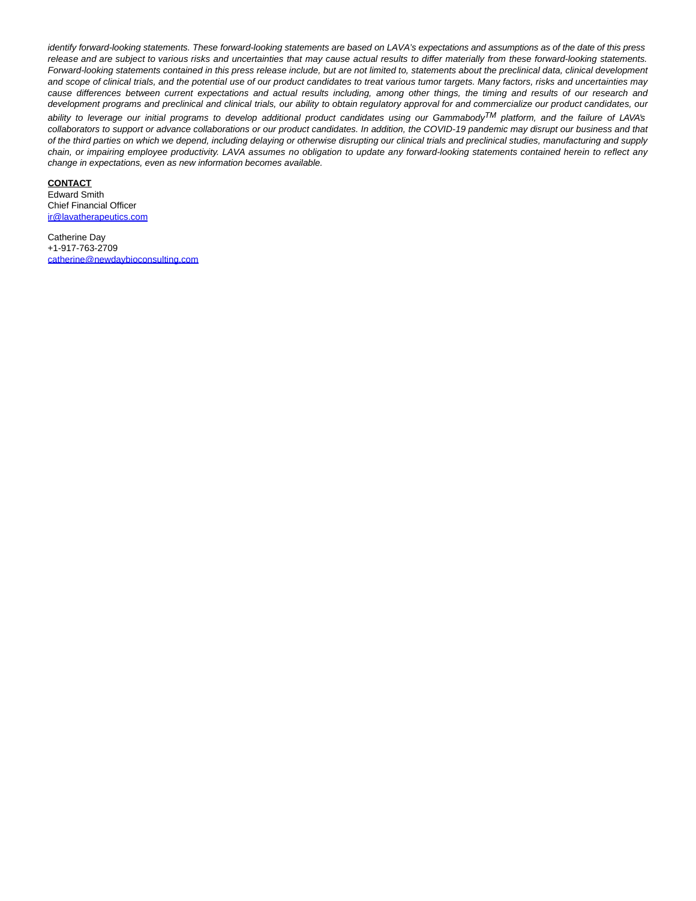*identify forward-looking statements. These forward-looking statements are based on LAVA's expectations and assumptions as of the date of this press release and are subject to various risks and uncertainties that may cause actual results to differ materially from these forward-looking statements. Forward-looking statements contained in this press release include, but are not limited to, statements about the preclinical data, clinical development and scope of clinical trials, and the potential use of our product candidates to treat various tumor targets. Many factors, risks and uncertainties may cause differences between current expectations and actual results including, among other things, the timing and results of our research and development programs and preclinical and clinical trials, our ability to obtain regulatory approval for and commercialize our product candidates, our ability to leverage our initial programs to develop additional product candidates using our Gammabody™ platform, and the failure of LAVA's collaborators to support or advance collaborations or our product candidates. In addition, the COVID-19 pandemic may disrupt our business and that of the third parties on which we depend, including delaying or otherwise disrupting our clinical trials and preclinical studies, manufacturing and supply chain, or impairing employee productivity. LAVA assumes no obligation to update any forward-looking statements contained herein to reflect any change in expectations, even as new information becomes available.*

**CONTACT**
Edward Smith
Chief Financial Officer
ir@lavatherapeutics.com

Catherine Day
+1-917-763-2709
catherine@newdaybioconsulting.com